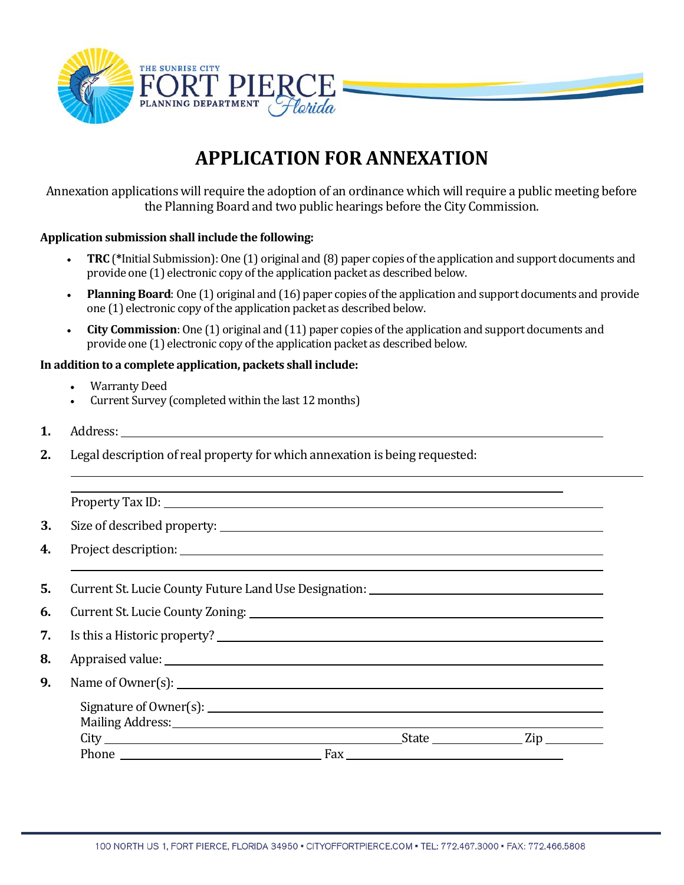THE SUNRISE CITY
FORT PIERCE
PLANNING DEPARTMENT *Florida*

# APPLICATION FOR ANNEXATION

Annexation applications will require the adoption of an ordinance which will require a public meeting before the Planning Board and two public hearings before the City Commission.

**Application submission shall include the following:**

- **TRC** (*Initial Submission): One (1) original and (8) paper copies of the application and support documents and provide one (1) electronic copy of the application packet as described below.
- **Planning Board**: One (1) original and (16) paper copies of the application and support documents and provide one (1) electronic copy of the application packet as described below.
- **City Commission**: One (1) original and (11) paper copies of the application and support documents and provide one (1) electronic copy of the application packet as described below.

**In addition to a complete application, packets shall include:**

- Warranty Deed
- Current Survey (completed within the last 12 months)

**1.** Address: ______________________________________________

**2.** Legal description of real property for which annexation is being requested:

______________________________________________

______________________________________________

Property Tax ID: ______________________________________________

**3.** Size of described property: ______________________________________________

**4.** Project description: ______________________________________________

______________________________________________

**5.** Current St. Lucie County Future Land Use Designation: ______________________________________________

**6.** Current St. Lucie County Zoning: ______________________________________________

**7.** Is this a Historic property? ______________________________________________

**8.** Appraised value: ______________________________________________

**9.** Name of Owner(s): ______________________________________________

Signature of Owner(s): ______________________________________________

Mailing Address: ______________________________________________

City ______________________ State ____________ Zip __________

Phone ______________________ Fax ______________________

100 NORTH US 1, FORT PIERCE, FLORIDA 34950 ▪ CITYOFFORTPIERCE.COM ▪ TEL: 772.467.3000 ▪ FAX: 772.466.5808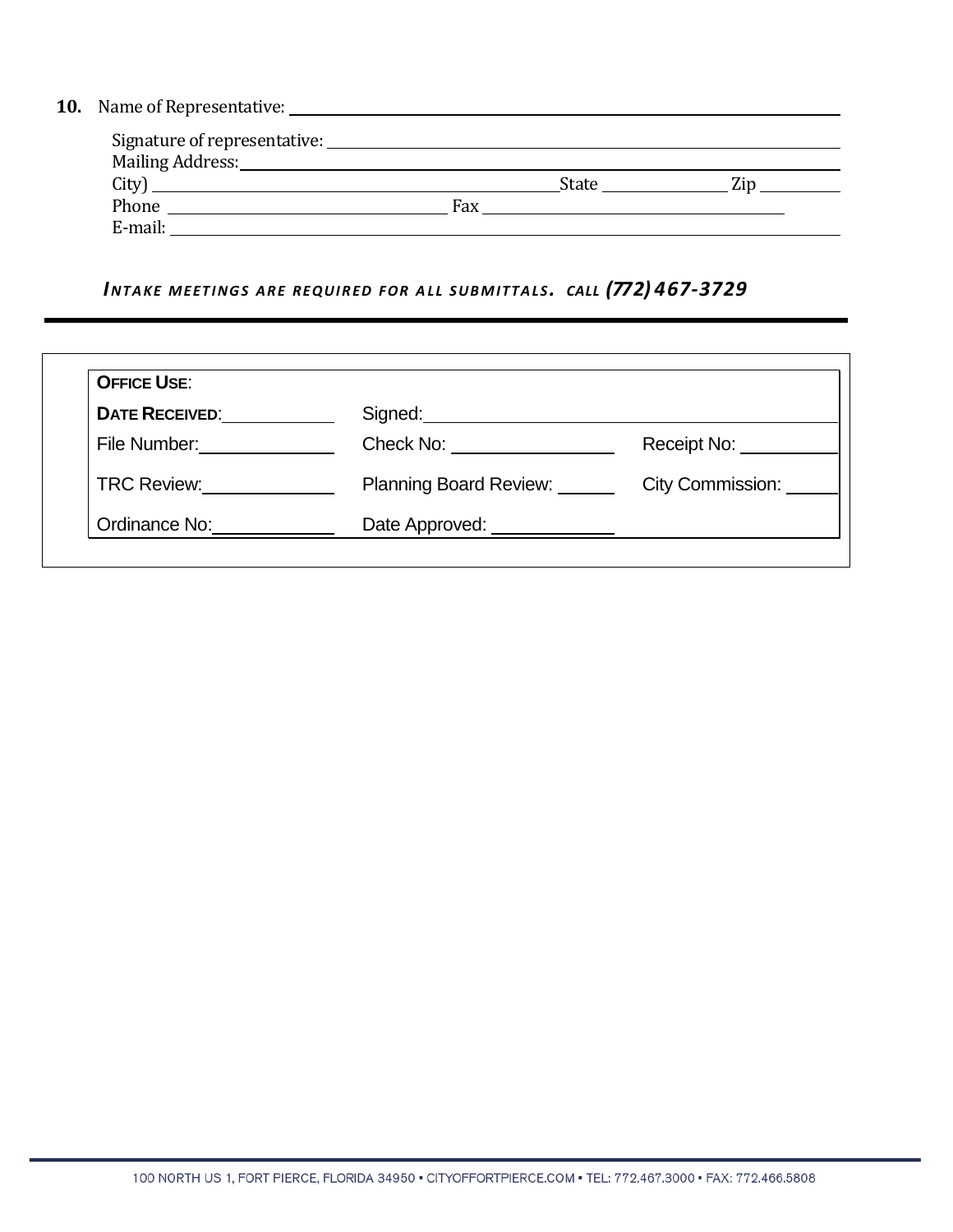**10.** Name of Representative: ____________________

Signature of representative: ____________________
Mailing Address: ____________________
City) ____________________ State __________ Zip __________
Phone ____________________ Fax ____________________
E-mail: ____________________

***INTAKE MEETINGS ARE REQUIRED FOR ALL SUBMITTALS. CALL (772) 467-3729***

---

| | | |
|---|---|---|
| **OFFICE USE**: | | |
| **DATE RECEIVED**: __________ | Signed: ____________________ | |
| File Number: __________ | Check No: __________ | Receipt No: __________ |
| TRC Review: __________ | Planning Board Review: ______ | City Commission: ______ |
| Ordinance No: __________ | Date Approved: __________ | |

100 NORTH US 1, FORT PIERCE, FLORIDA 34950 ▪ CITYOFFORTPIERCE.COM ▪ TEL: 772.467.3000 ▪ FAX: 772.466.5808